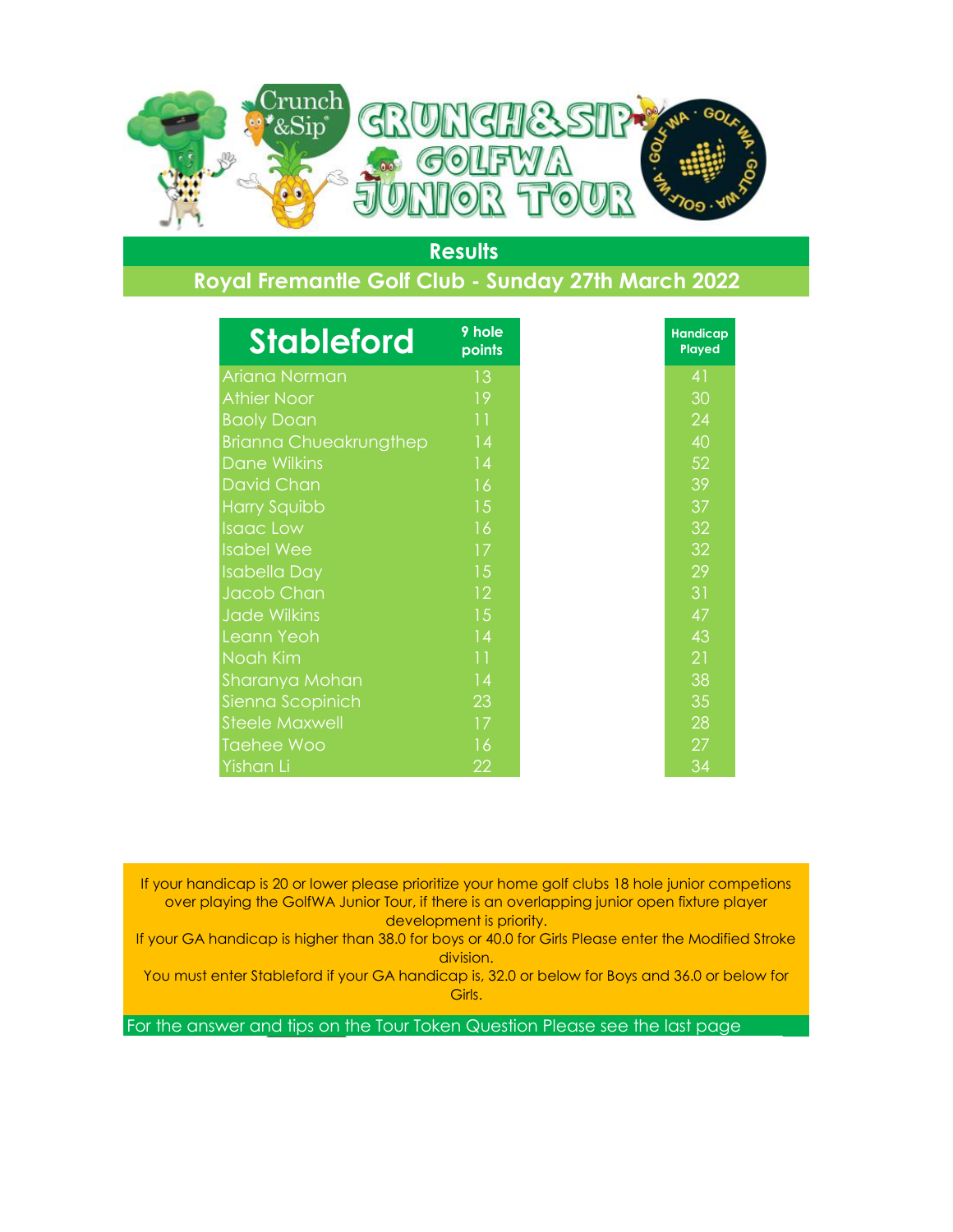# Crunch & Sip GolfWA Junior Tour

## Results

### Royal Fremantle Golf Club - Sunday 27th March 2022

| Stableford | 9 hole points | Handicap Played |
|---|---|---|
| Ariana Norman | 13 | 41 |
| Athier Noor | 19 | 30 |
| Baoly Doan | 11 | 24 |
| Brianna Chueakrungthep | 14 | 40 |
| Dane Wilkins | 14 | 52 |
| David Chan | 16 | 39 |
| Harry Squibb | 15 | 37 |
| Isaac Low | 16 | 32 |
| Isabel Wee | 17 | 32 |
| Isabella Day | 15 | 29 |
| Jacob Chan | 12 | 31 |
| Jade Wilkins | 15 | 47 |
| Leann Yeoh | 14 | 43 |
| Noah Kim | 11 | 21 |
| Sharanya Mohan | 14 | 38 |
| Sienna Scopinich | 23 | 35 |
| Steele Maxwell | 17 | 28 |
| Taehee Woo | 16 | 27 |
| Yishan Li | 22 | 34 |

If your handicap is 20 or lower please prioritize your home golf clubs 18 hole junior competions over playing the GolfWA Junior Tour, if there is an overlapping junior open fixture player development is priority.
If your GA handicap is higher than 38.0 for boys or 40.0 for Girls Please enter the Modified Stroke division.
You must enter Stableford if your GA handicap is, 32.0 or below for Boys and 36.0 or below for Girls.

For the answer and tips on the Tour Token Question Please see the last page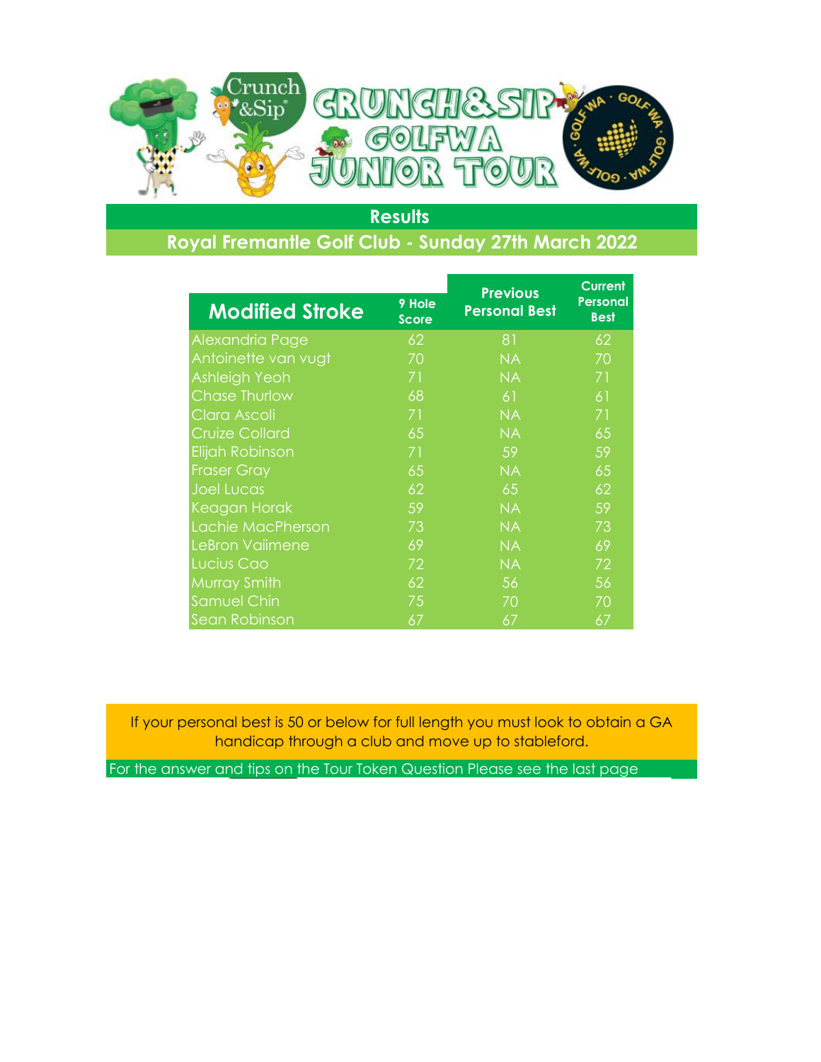## Results

### Royal Fremantle Golf Club - Sunday 27th March 2022

| Modified Stroke | 9 Hole Score | Previous Personal Best | Current Personal Best |
|---|---|---|---|
| Alexandria Page | 62 | 81 | 62 |
| Antoinette van vugt | 70 | NA | 70 |
| Ashleigh Yeoh | 71 | NA | 71 |
| Chase Thurlow | 68 | 61 | 61 |
| Clara Ascoli | 71 | NA | 71 |
| Cruize Collard | 65 | NA | 65 |
| Elijah Robinson | 71 | 59 | 59 |
| Fraser Gray | 65 | NA | 65 |
| Joel Lucas | 62 | 65 | 62 |
| Keagan Horak | 59 | NA | 59 |
| Lachie MacPherson | 73 | NA | 73 |
| LeBron Vaiimene | 69 | NA | 69 |
| Lucius Cao | 72 | NA | 72 |
| Murray Smith | 62 | 56 | 56 |
| Samuel Chin | 75 | 70 | 70 |
| Sean Robinson | 67 | 67 | 67 |

If your personal best is 50 or below for full length you must look to obtain a GA handicap through a club and move up to stableford.

For the answer and tips on the Tour Token Question Please see the last page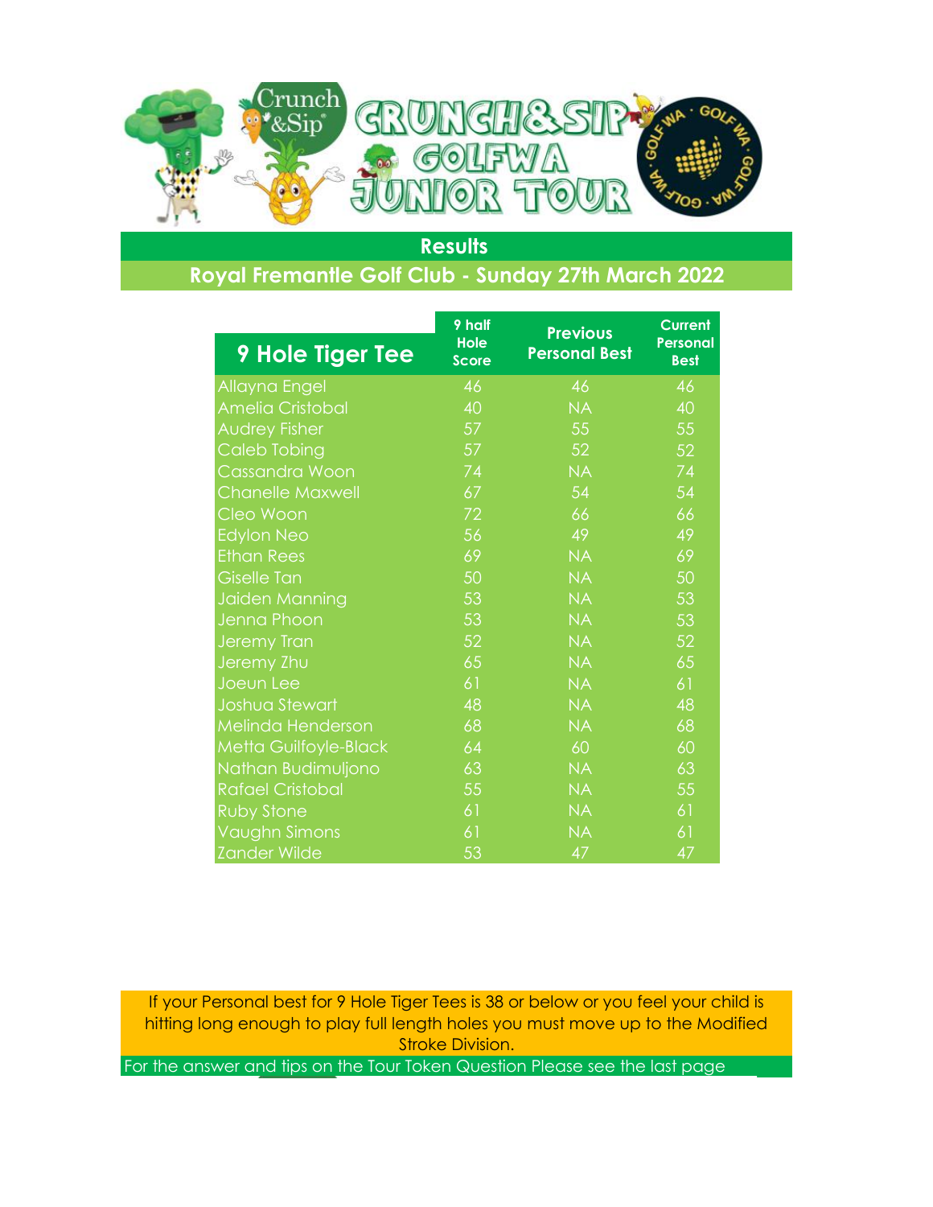# Results

## Royal Fremantle Golf Club - Sunday 27th March 2022

| 9 Hole Tiger Tee | 9 half Hole Score | Previous Personal Best | Current Personal Best |
|---|---|---|---|
| Allayna Engel | 46 | 46 | 46 |
| Amelia Cristobal | 40 | NA | 40 |
| Audrey Fisher | 57 | 55 | 55 |
| Caleb Tobing | 57 | 52 | 52 |
| Cassandra Woon | 74 | NA | 74 |
| Chanelle Maxwell | 67 | 54 | 54 |
| Cleo Woon | 72 | 66 | 66 |
| Edylon Neo | 56 | 49 | 49 |
| Ethan Rees | 69 | NA | 69 |
| Giselle Tan | 50 | NA | 50 |
| Jaiden Manning | 53 | NA | 53 |
| Jenna Phoon | 53 | NA | 53 |
| Jeremy Tran | 52 | NA | 52 |
| Jeremy Zhu | 65 | NA | 65 |
| Joeun Lee | 61 | NA | 61 |
| Joshua Stewart | 48 | NA | 48 |
| Melinda Henderson | 68 | NA | 68 |
| Metta Guilfoyle-Black | 64 | 60 | 60 |
| Nathan Budimuljono | 63 | NA | 63 |
| Rafael Cristobal | 55 | NA | 55 |
| Ruby Stone | 61 | NA | 61 |
| Vaughn Simons | 61 | NA | 61 |
| Zander Wilde | 53 | 47 | 47 |

If your Personal best for 9 Hole Tiger Tees is 38 or below or you feel your child is hitting long enough to play full length holes you must move up to the Modified Stroke Division.

For the answer and tips on the Tour Token Question Please see the last page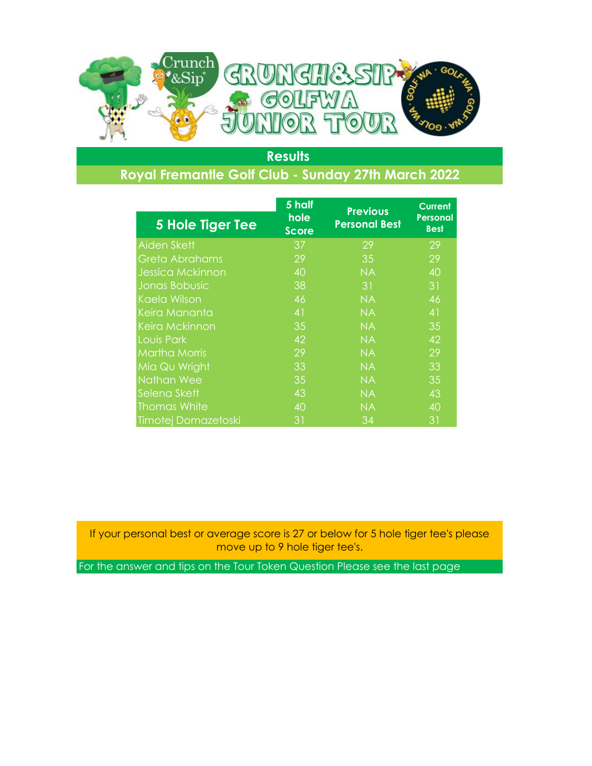## Results

### Royal Fremantle Golf Club - Sunday 27th March 2022

| 5 Hole Tiger Tee | 5 half hole Score | Previous Personal Best | Current Personal Best |
|---|---|---|---|
| Aiden Skett | 37 | 29 | 29 |
| Greta Abrahams | 29 | 35 | 29 |
| Jessica Mckinnon | 40 | NA | 40 |
| Jonas Bobusic | 38 | 31 | 31 |
| Kaela Wilson | 46 | NA | 46 |
| Keira Mananta | 41 | NA | 41 |
| Keira Mckinnon | 35 | NA | 35 |
| Louis Park | 42 | NA | 42 |
| Martha Morris | 29 | NA | 29 |
| Mia Qu Wright | 33 | NA | 33 |
| Nathan Wee | 35 | NA | 35 |
| Selena Skett | 43 | NA | 43 |
| Thomas White | 40 | NA | 40 |
| Timotej Domazetoski | 31 | 34 | 31 |

If your personal best or average score is 27 or below for 5 hole tiger tee's please move up to 9 hole tiger tee's.

For the answer and tips on the Tour Token Question Please see the last page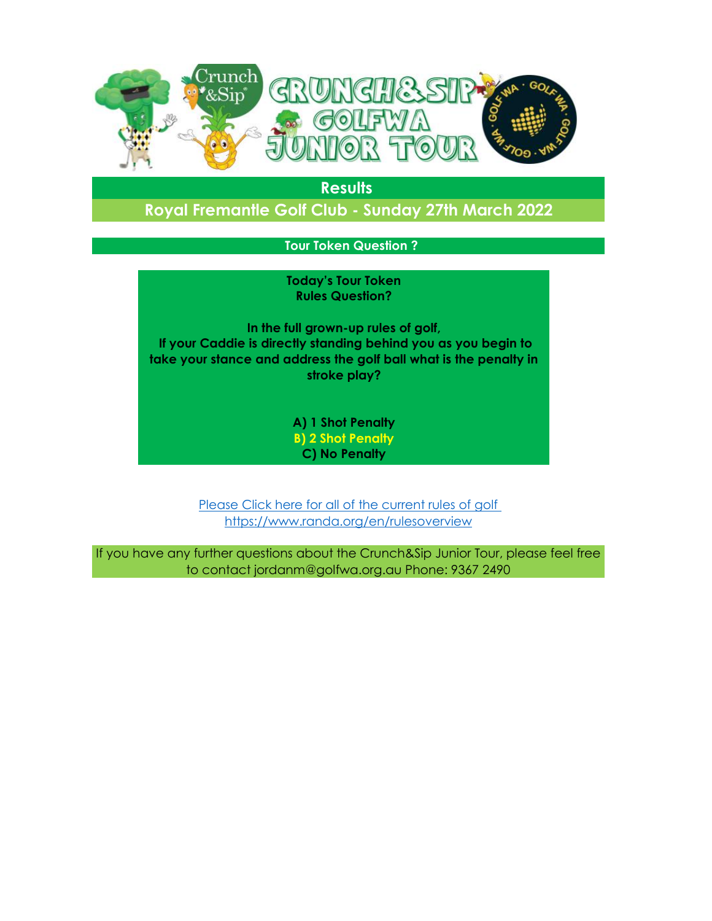# Results

## Royal Fremantle Golf Club - Sunday 27th March 2022

### Tour Token Question ?

**Today's Tour Token Rules Question?**

**In the full grown-up rules of golf, If your Caddie is directly standing behind you as you begin to take your stance and address the golf ball what is the penalty in stroke play?**

**A) 1 Shot Penalty**
**B) 2 Shot Penalty**
**C) No Penalty**

[Please Click here for all of the current rules of golf](https://www.randa.org/en/rulesoverview)
https://www.randa.org/en/rulesoverview

If you have any further questions about the Crunch&Sip Junior Tour, please feel free to contact jordanm@golfwa.org.au Phone: 9367 2490